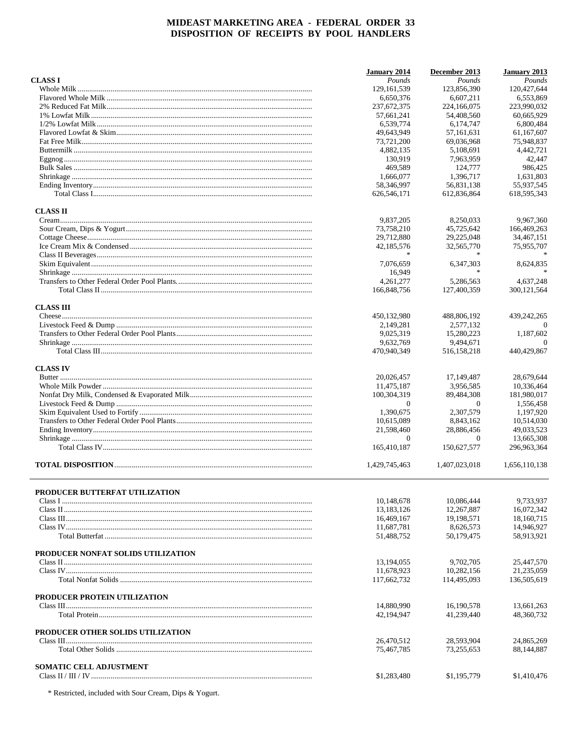# MIDEAST MARKETING AREA - FEDERAL ORDER 33
## DISPOSITION OF RECEIPTS BY POOL HANDLERS

| | January 2014 | December 2013 | January 2013 |
|---|---|---|---|
| **CLASS I** | *Pounds* | *Pounds* | *Pounds* |
| Whole Milk | 129,161,539 | 123,856,390 | 120,427,644 |
| Flavored Whole Milk | 6,650,376 | 6,607,211 | 6,553,869 |
| 2% Reduced Fat Milk | 237,672,375 | 224,166,075 | 223,990,032 |
| 1% Lowfat Milk | 57,661,241 | 54,408,560 | 60,665,929 |
| 1/2% Lowfat Milk | 6,539,774 | 6,174,747 | 6,800,484 |
| Flavored Lowfat & Skim | 49,643,949 | 57,161,631 | 61,167,607 |
| Fat Free Milk | 73,721,200 | 69,036,968 | 75,948,837 |
| Buttermilk | 4,882,135 | 5,108,691 | 4,442,721 |
| Eggnog | 130,919 | 7,963,959 | 42,447 |
| Bulk Sales | 469,589 | 124,777 | 986,425 |
| Shrinkage | 1,666,077 | 1,396,717 | 1,631,803 |
| Ending Inventory | 58,346,997 | 56,831,138 | 55,937,545 |
| Total Class I | 626,546,171 | 612,836,864 | 618,595,343 |
| **CLASS II** | | | |
| Cream | 9,837,205 | 8,250,033 | 9,967,360 |
| Sour Cream, Dips & Yogurt | 73,758,210 | 45,725,642 | 166,469,263 |
| Cottage Cheese | 29,712,880 | 29,225,048 | 34,467,151 |
| Ice Cream Mix & Condensed | 42,185,576 | 32,565,770 | 75,955,707 |
| Class II Beverages | * | * | * |
| Skim Equivalent | 7,076,659 | 6,347,303 | 8,624,835 |
| Shrinkage | 16,949 | * | * |
| Transfers to Other Federal Order Pool Plants | 4,261,277 | 5,286,563 | 4,637,248 |
| Total Class II | 166,848,756 | 127,400,359 | 300,121,564 |
| **CLASS III** | | | |
| Cheese | 450,132,980 | 488,806,192 | 439,242,265 |
| Livestock Feed & Dump | 2,149,281 | 2,577,132 | 0 |
| Transfers to Other Federal Order Pool Plants | 9,025,319 | 15,280,223 | 1,187,602 |
| Shrinkage | 9,632,769 | 9,494,671 | 0 |
| Total Class III | 470,940,349 | 516,158,218 | 440,429,867 |
| **CLASS IV** | | | |
| Butter | 20,026,457 | 17,149,487 | 28,679,644 |
| Whole Milk Powder | 11,475,187 | 3,956,585 | 10,336,464 |
| Nonfat Dry Milk, Condensed & Evaporated Milk | 100,304,319 | 89,484,308 | 181,980,017 |
| Livestock Feed & Dump | 0 | 0 | 1,556,458 |
| Skim Equivalent Used to Fortify | 1,390,675 | 2,307,579 | 1,197,920 |
| Transfers to Other Federal Order Pool Plants | 10,615,089 | 8,843,162 | 10,514,030 |
| Ending Inventory | 21,598,460 | 28,886,456 | 49,033,523 |
| Shrinkage | 0 | 0 | 13,665,308 |
| Total Class IV | 165,410,187 | 150,627,577 | 296,963,364 |
| **TOTAL DISPOSITION** | 1,429,745,463 | 1,407,023,018 | 1,656,110,138 |

| | January 2014 | December 2013 | January 2013 |
|---|---|---|---|
| **PRODUCER BUTTERFAT UTILIZATION** | | | |
| Class I | 10,148,678 | 10,086,444 | 9,733,937 |
| Class II | 13,183,126 | 12,267,887 | 16,072,342 |
| Class III | 16,469,167 | 19,198,571 | 18,160,715 |
| Class IV | 11,687,781 | 8,626,573 | 14,946,927 |
| Total Butterfat | 51,488,752 | 50,179,475 | 58,913,921 |
| **PRODUCER NONFAT SOLIDS UTILIZATION** | | | |
| Class II | 13,194,055 | 9,702,705 | 25,447,570 |
| Class IV | 11,678,923 | 10,282,156 | 21,235,059 |
| Total Nonfat Solids | 117,662,732 | 114,495,093 | 136,505,619 |
| **PRODUCER PROTEIN UTILIZATION** | | | |
| Class III | 14,880,990 | 16,190,578 | 13,661,263 |
| Total Protein | 42,194,947 | 41,239,440 | 48,360,732 |
| **PRODUCER OTHER SOLIDS UTILIZATION** | | | |
| Class III | 26,470,512 | 28,593,904 | 24,865,269 |
| Total Other Solids | 75,467,785 | 73,255,653 | 88,144,887 |
| **SOMATIC CELL ADJUSTMENT** | | | |
| Class II / III / IV | $1,283,480 | $1,195,779 | $1,410,476 |

* Restricted, included with Sour Cream, Dips & Yogurt.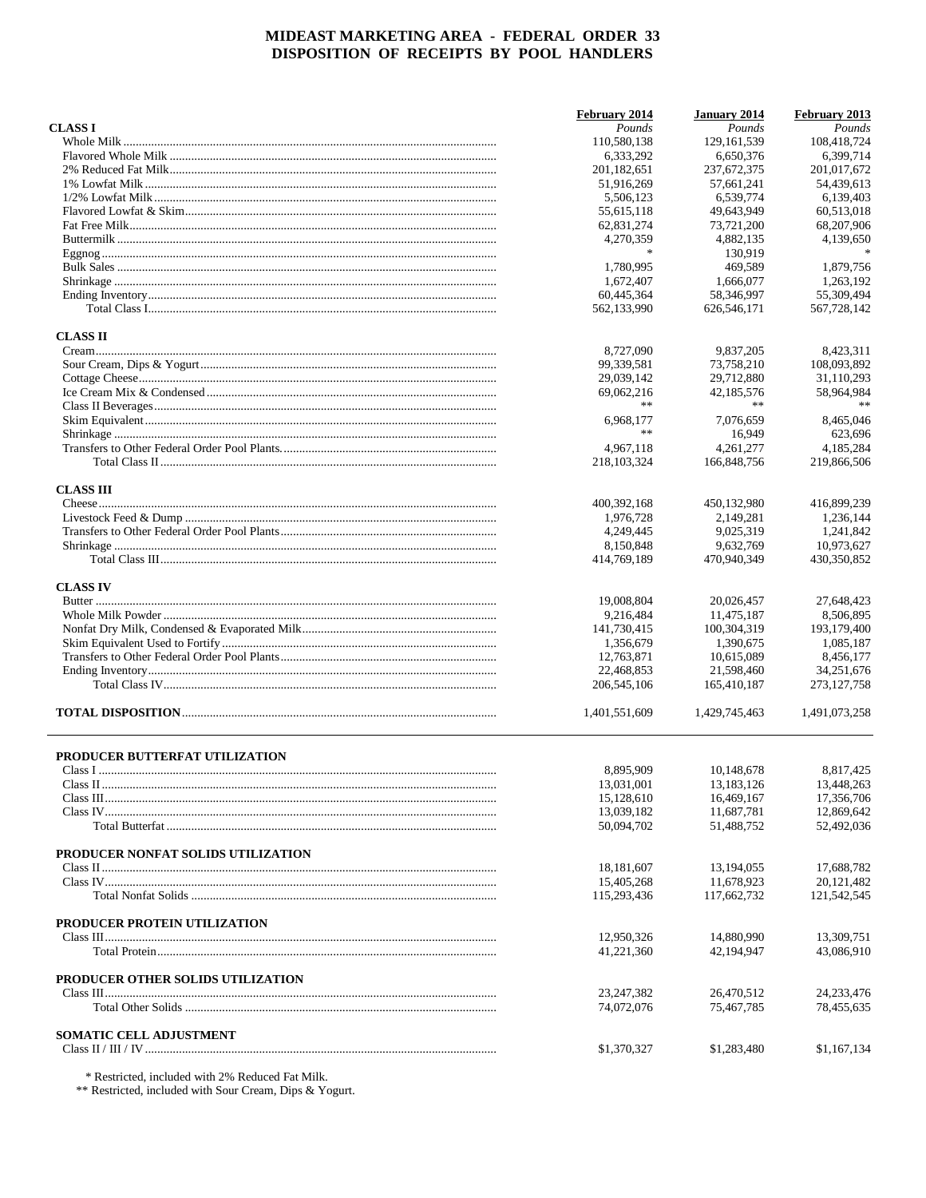# MIDEAST MARKETING AREA - FEDERAL ORDER 33
## DISPOSITION OF RECEIPTS BY POOL HANDLERS

| | February 2014 | January 2014 | February 2013 |
|---|---|---|---|
| **CLASS I** | *Pounds* | *Pounds* | *Pounds* |
| Whole Milk | 110,580,138 | 129,161,539 | 108,418,724 |
| Flavored Whole Milk | 6,333,292 | 6,650,376 | 6,399,714 |
| 2% Reduced Fat Milk | 201,182,651 | 237,672,375 | 201,017,672 |
| 1% Lowfat Milk | 51,916,269 | 57,661,241 | 54,439,613 |
| 1/2% Lowfat Milk | 5,506,123 | 6,539,774 | 6,139,403 |
| Flavored Lowfat & Skim | 55,615,118 | 49,643,949 | 60,513,018 |
| Fat Free Milk | 62,831,274 | 73,721,200 | 68,207,906 |
| Buttermilk | 4,270,359 | 4,882,135 | 4,139,650 |
| Eggnog | * | 130,919 | * |
| Bulk Sales | 1,780,995 | 469,589 | 1,879,756 |
| Shrinkage | 1,672,407 | 1,666,077 | 1,263,192 |
| Ending Inventory | 60,445,364 | 58,346,997 | 55,309,494 |
| Total Class I | 562,133,990 | 626,546,171 | 567,728,142 |
| | | | |
| **CLASS II** | | | |
| Cream | 8,727,090 | 9,837,205 | 8,423,311 |
| Sour Cream, Dips & Yogurt | 99,339,581 | 73,758,210 | 108,093,892 |
| Cottage Cheese | 29,039,142 | 29,712,880 | 31,110,293 |
| Ice Cream Mix & Condensed | 69,062,216 | 42,185,576 | 58,964,984 |
| Class II Beverages | ** | ** | ** |
| Skim Equivalent | 6,968,177 | 7,076,659 | 8,465,046 |
| Shrinkage | ** | 16,949 | 623,696 |
| Transfers to Other Federal Order Pool Plants | 4,967,118 | 4,261,277 | 4,185,284 |
| Total Class II | 218,103,324 | 166,848,756 | 219,866,506 |
| | | | |
| **CLASS III** | | | |
| Cheese | 400,392,168 | 450,132,980 | 416,899,239 |
| Livestock Feed & Dump | 1,976,728 | 2,149,281 | 1,236,144 |
| Transfers to Other Federal Order Pool Plants | 4,249,445 | 9,025,319 | 1,241,842 |
| Shrinkage | 8,150,848 | 9,632,769 | 10,973,627 |
| Total Class III | 414,769,189 | 470,940,349 | 430,350,852 |
| | | | |
| **CLASS IV** | | | |
| Butter | 19,008,804 | 20,026,457 | 27,648,423 |
| Whole Milk Powder | 9,216,484 | 11,475,187 | 8,506,895 |
| Nonfat Dry Milk, Condensed & Evaporated Milk | 141,730,415 | 100,304,319 | 193,179,400 |
| Skim Equivalent Used to Fortify | 1,356,679 | 1,390,675 | 1,085,187 |
| Transfers to Other Federal Order Pool Plants | 12,763,871 | 10,615,089 | 8,456,177 |
| Ending Inventory | 22,468,853 | 21,598,460 | 34,251,676 |
| Total Class IV | 206,545,106 | 165,410,187 | 273,127,758 |
| | | | |
| **TOTAL DISPOSITION** | 1,401,551,609 | 1,429,745,463 | 1,491,073,258 |

| | February 2014 | January 2014 | February 2013 |
|---|---|---|---|
| **PRODUCER BUTTERFAT UTILIZATION** | | | |
| Class I | 8,895,909 | 10,148,678 | 8,817,425 |
| Class II | 13,031,001 | 13,183,126 | 13,448,263 |
| Class III | 15,128,610 | 16,469,167 | 17,356,706 |
| Class IV | 13,039,182 | 11,687,781 | 12,869,642 |
| Total Butterfat | 50,094,702 | 51,488,752 | 52,492,036 |
| | | | |
| **PRODUCER NONFAT SOLIDS UTILIZATION** | | | |
| Class II | 18,181,607 | 13,194,055 | 17,688,782 |
| Class IV | 15,405,268 | 11,678,923 | 20,121,482 |
| Total Nonfat Solids | 115,293,436 | 117,662,732 | 121,542,545 |
| | | | |
| **PRODUCER PROTEIN UTILIZATION** | | | |
| Class III | 12,950,326 | 14,880,990 | 13,309,751 |
| Total Protein | 41,221,360 | 42,194,947 | 43,086,910 |
| | | | |
| **PRODUCER OTHER SOLIDS UTILIZATION** | | | |
| Class III | 23,247,382 | 26,470,512 | 24,233,476 |
| Total Other Solids | 74,072,076 | 75,467,785 | 78,455,635 |
| | | | |
| **SOMATIC CELL ADJUSTMENT** | | | |
| Class II / III / IV | $1,370,327 | $1,283,480 | $1,167,134 |

\* Restricted, included with 2% Reduced Fat Milk.

\** Restricted, included with Sour Cream, Dips & Yogurt.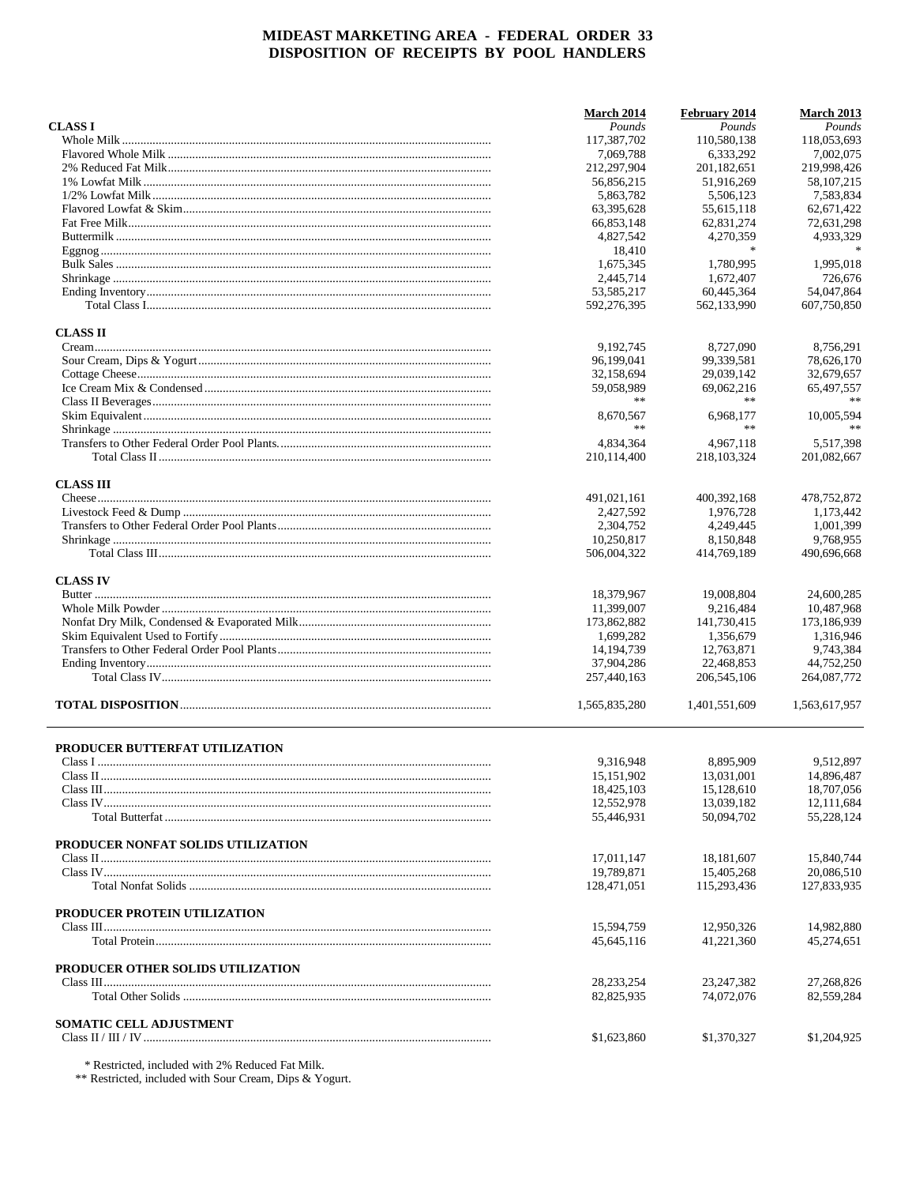# MIDEAST MARKETING AREA - FEDERAL ORDER 33
## DISPOSITION OF RECEIPTS BY POOL HANDLERS

| | March 2014 | February 2014 | March 2013 |
|---|---|---|---|
| | *Pounds* | *Pounds* | *Pounds* |
| **CLASS I** | | | |
| Whole Milk | 117,387,702 | 110,580,138 | 118,053,693 |
| Flavored Whole Milk | 7,069,788 | 6,333,292 | 7,002,075 |
| 2% Reduced Fat Milk | 212,297,904 | 201,182,651 | 219,998,426 |
| 1% Lowfat Milk | 56,856,215 | 51,916,269 | 58,107,215 |
| 1/2% Lowfat Milk | 5,863,782 | 5,506,123 | 7,583,834 |
| Flavored Lowfat & Skim | 63,395,628 | 55,615,118 | 62,671,422 |
| Fat Free Milk | 66,853,148 | 62,831,274 | 72,631,298 |
| Buttermilk | 4,827,542 | 4,270,359 | 4,933,329 |
| Eggnog | 18,410 | * | * |
| Bulk Sales | 1,675,345 | 1,780,995 | 1,995,018 |
| Shrinkage | 2,445,714 | 1,672,407 | 726,676 |
| Ending Inventory | 53,585,217 | 60,445,364 | 54,047,864 |
| Total Class I | 592,276,395 | 562,133,990 | 607,750,850 |
| **CLASS II** | | | |
| Cream | 9,192,745 | 8,727,090 | 8,756,291 |
| Sour Cream, Dips & Yogurt | 96,199,041 | 99,339,581 | 78,626,170 |
| Cottage Cheese | 32,158,694 | 29,039,142 | 32,679,657 |
| Ice Cream Mix & Condensed | 59,058,989 | 69,062,216 | 65,497,557 |
| Class II Beverages | ** | ** | ** |
| Skim Equivalent | 8,670,567 | 6,968,177 | 10,005,594 |
| Shrinkage | ** | ** | ** |
| Transfers to Other Federal Order Pool Plants | 4,834,364 | 4,967,118 | 5,517,398 |
| Total Class II | 210,114,400 | 218,103,324 | 201,082,667 |
| **CLASS III** | | | |
| Cheese | 491,021,161 | 400,392,168 | 478,752,872 |
| Livestock Feed & Dump | 2,427,592 | 1,976,728 | 1,173,442 |
| Transfers to Other Federal Order Pool Plants | 2,304,752 | 4,249,445 | 1,001,399 |
| Shrinkage | 10,250,817 | 8,150,848 | 9,768,955 |
| Total Class III | 506,004,322 | 414,769,189 | 490,696,668 |
| **CLASS IV** | | | |
| Butter | 18,379,967 | 19,008,804 | 24,600,285 |
| Whole Milk Powder | 11,399,007 | 9,216,484 | 10,487,968 |
| Nonfat Dry Milk, Condensed & Evaporated Milk | 173,862,882 | 141,730,415 | 173,186,939 |
| Skim Equivalent Used to Fortify | 1,699,282 | 1,356,679 | 1,316,946 |
| Transfers to Other Federal Order Pool Plants | 14,194,739 | 12,763,871 | 9,743,384 |
| Ending Inventory | 37,904,286 | 22,468,853 | 44,752,250 |
| Total Class IV | 257,440,163 | 206,545,106 | 264,087,772 |
| **TOTAL DISPOSITION** | 1,565,835,280 | 1,401,551,609 | 1,563,617,957 |

| | March 2014 | February 2014 | March 2013 |
|---|---|---|---|
| **PRODUCER BUTTERFAT UTILIZATION** | | | |
| Class I | 9,316,948 | 8,895,909 | 9,512,897 |
| Class II | 15,151,902 | 13,031,001 | 14,896,487 |
| Class III | 18,425,103 | 15,128,610 | 18,707,056 |
| Class IV | 12,552,978 | 13,039,182 | 12,111,684 |
| Total Butterfat | 55,446,931 | 50,094,702 | 55,228,124 |
| **PRODUCER NONFAT SOLIDS UTILIZATION** | | | |
| Class II | 17,011,147 | 18,181,607 | 15,840,744 |
| Class IV | 19,789,871 | 15,405,268 | 20,086,510 |
| Total Nonfat Solids | 128,471,051 | 115,293,436 | 127,833,935 |
| **PRODUCER PROTEIN UTILIZATION** | | | |
| Class III | 15,594,759 | 12,950,326 | 14,982,880 |
| Total Protein | 45,645,116 | 41,221,360 | 45,274,651 |
| **PRODUCER OTHER SOLIDS UTILIZATION** | | | |
| Class III | 28,233,254 | 23,247,382 | 27,268,826 |
| Total Other Solids | 82,825,935 | 74,072,076 | 82,559,284 |
| **SOMATIC CELL ADJUSTMENT** | | | |
| Class II / III / IV | $1,623,860 | $1,370,327 | $1,204,925 |

\* Restricted, included with 2% Reduced Fat Milk.
\*\* Restricted, included with Sour Cream, Dips & Yogurt.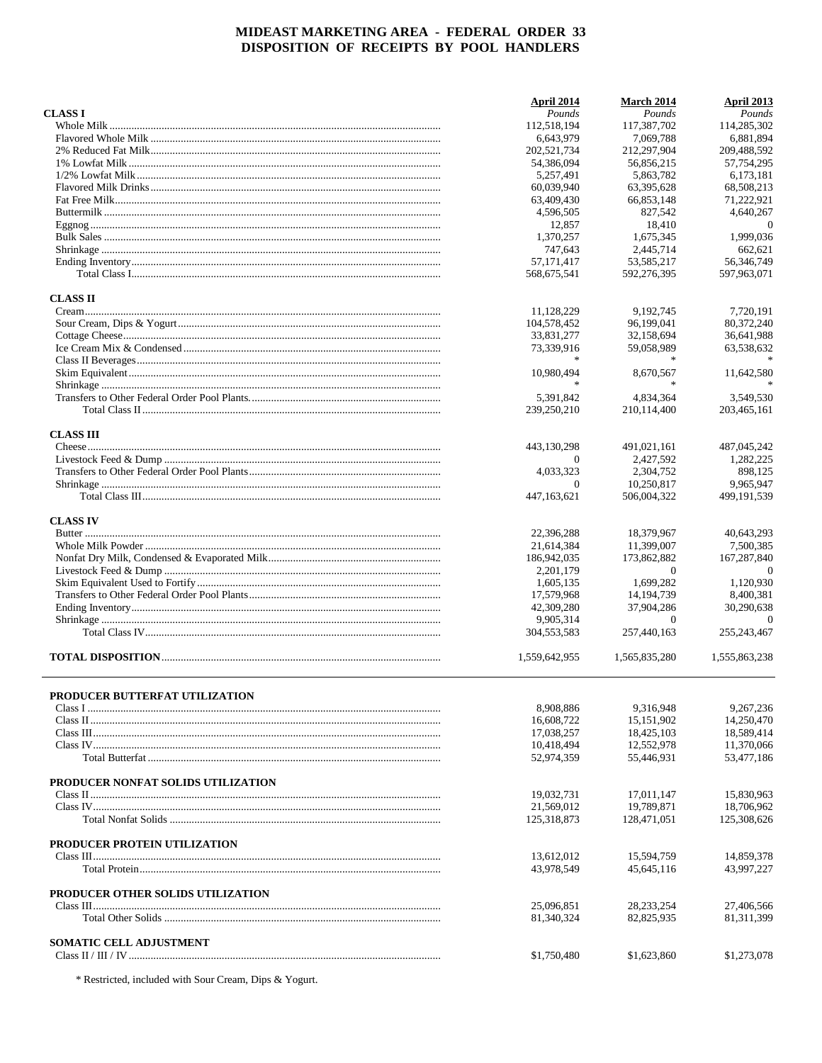# MIDEAST MARKETING AREA - FEDERAL ORDER 33
## DISPOSITION OF RECEIPTS BY POOL HANDLERS

| | April 2014 | March 2014 | April 2013 |
|---|---|---|---|
| **CLASS I** | *Pounds* | *Pounds* | *Pounds* |
| Whole Milk | 112,518,194 | 117,387,702 | 114,285,302 |
| Flavored Whole Milk | 6,643,979 | 7,069,788 | 6,881,894 |
| 2% Reduced Fat Milk | 202,521,734 | 212,297,904 | 209,488,592 |
| 1% Lowfat Milk | 54,386,094 | 56,856,215 | 57,754,295 |
| 1/2% Lowfat Milk | 5,257,491 | 5,863,782 | 6,173,181 |
| Flavored Milk Drinks | 60,039,940 | 63,395,628 | 68,508,213 |
| Fat Free Milk | 63,409,430 | 66,853,148 | 71,222,921 |
| Buttermilk | 4,596,505 | 827,542 | 4,640,267 |
| Eggnog | 12,857 | 18,410 | 0 |
| Bulk Sales | 1,370,257 | 1,675,345 | 1,999,036 |
| Shrinkage | 747,643 | 2,445,714 | 662,621 |
| Ending Inventory | 57,171,417 | 53,585,217 | 56,346,749 |
| Total Class I | 568,675,541 | 592,276,395 | 597,963,071 |
| **CLASS II** | | | |
| Cream | 11,128,229 | 9,192,745 | 7,720,191 |
| Sour Cream, Dips & Yogurt | 104,578,452 | 96,199,041 | 80,372,240 |
| Cottage Cheese | 33,831,277 | 32,158,694 | 36,641,988 |
| Ice Cream Mix & Condensed | 73,339,916 | 59,058,989 | 63,538,632 |
| Class II Beverages | * | * | * |
| Skim Equivalent | 10,980,494 | 8,670,567 | 11,642,580 |
| Shrinkage | * | * | * |
| Transfers to Other Federal Order Pool Plants | 5,391,842 | 4,834,364 | 3,549,530 |
| Total Class II | 239,250,210 | 210,114,400 | 203,465,161 |
| **CLASS III** | | | |
| Cheese | 443,130,298 | 491,021,161 | 487,045,242 |
| Livestock Feed & Dump | 0 | 2,427,592 | 1,282,225 |
| Transfers to Other Federal Order Pool Plants | 4,033,323 | 2,304,752 | 898,125 |
| Shrinkage | 0 | 10,250,817 | 9,965,947 |
| Total Class III | 447,163,621 | 506,004,322 | 499,191,539 |
| **CLASS IV** | | | |
| Butter | 22,396,288 | 18,379,967 | 40,643,293 |
| Whole Milk Powder | 21,614,384 | 11,399,007 | 7,500,385 |
| Nonfat Dry Milk, Condensed & Evaporated Milk | 186,942,035 | 173,862,882 | 167,287,840 |
| Livestock Feed & Dump | 2,201,179 | 0 | 0 |
| Skim Equivalent Used to Fortify | 1,605,135 | 1,699,282 | 1,120,930 |
| Transfers to Other Federal Order Pool Plants | 17,579,968 | 14,194,739 | 8,400,381 |
| Ending Inventory | 42,309,280 | 37,904,286 | 30,290,638 |
| Shrinkage | 9,905,314 | 0 | 0 |
| Total Class IV | 304,553,583 | 257,440,163 | 255,243,467 |
| **TOTAL DISPOSITION** | 1,559,642,955 | 1,565,835,280 | 1,555,863,238 |

| | April 2014 | March 2014 | April 2013 |
|---|---|---|---|
| **PRODUCER BUTTERFAT UTILIZATION** | | | |
| Class I | 8,908,886 | 9,316,948 | 9,267,236 |
| Class II | 16,608,722 | 15,151,902 | 14,250,470 |
| Class III | 17,038,257 | 18,425,103 | 18,589,414 |
| Class IV | 10,418,494 | 12,552,978 | 11,370,066 |
| Total Butterfat | 52,974,359 | 55,446,931 | 53,477,186 |
| **PRODUCER NONFAT SOLIDS UTILIZATION** | | | |
| Class II | 19,032,731 | 17,011,147 | 15,830,963 |
| Class IV | 21,569,012 | 19,789,871 | 18,706,962 |
| Total Nonfat Solids | 125,318,873 | 128,471,051 | 125,308,626 |
| **PRODUCER PROTEIN UTILIZATION** | | | |
| Class III | 13,612,012 | 15,594,759 | 14,859,378 |
| Total Protein | 43,978,549 | 45,645,116 | 43,997,227 |
| **PRODUCER OTHER SOLIDS UTILIZATION** | | | |
| Class III | 25,096,851 | 28,233,254 | 27,406,566 |
| Total Other Solids | 81,340,324 | 82,825,935 | 81,311,399 |
| **SOMATIC CELL ADJUSTMENT** | | | |
| Class II / III / IV | $1,750,480 | $1,623,860 | $1,273,078 |

* Restricted, included with Sour Cream, Dips & Yogurt.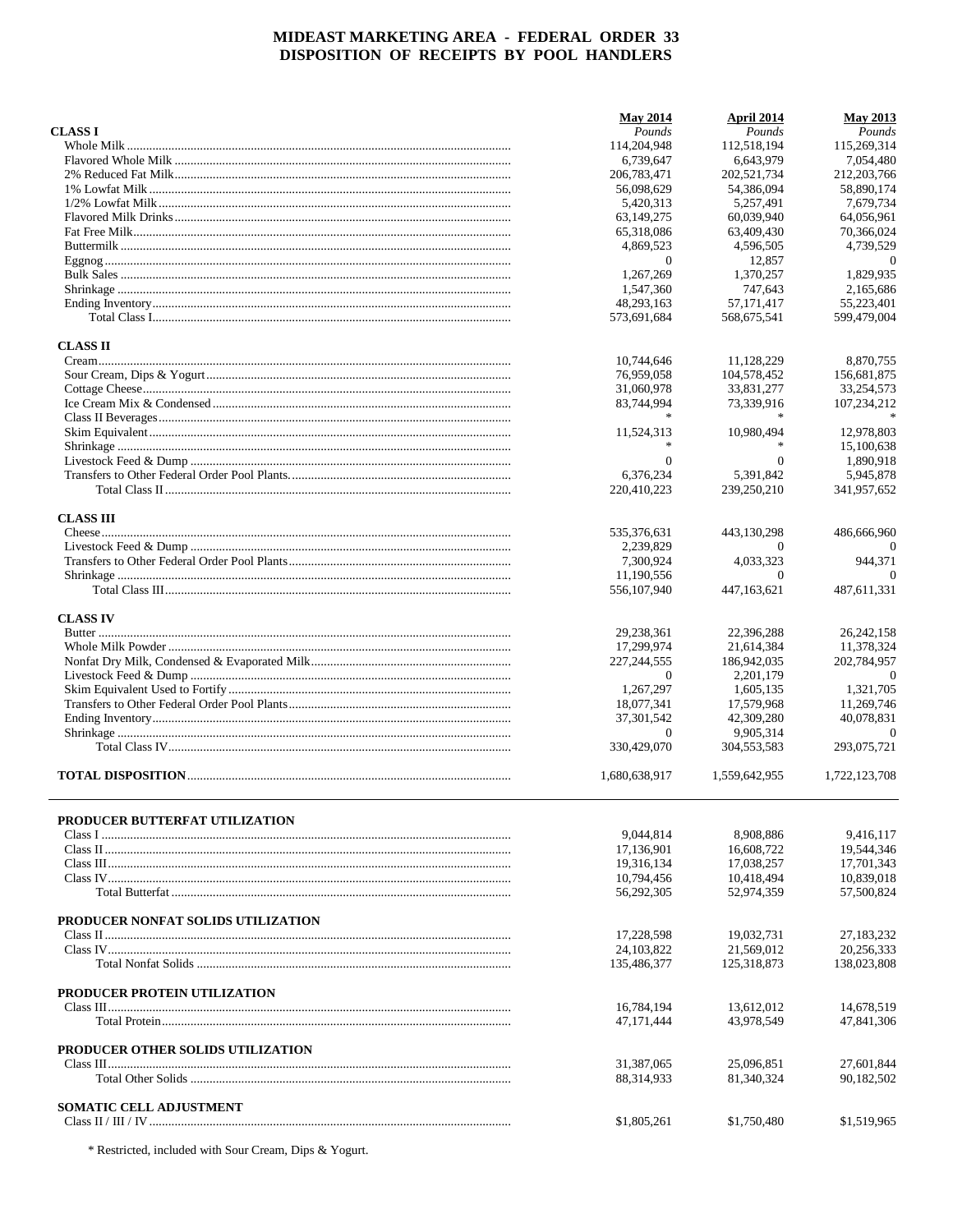# MIDEAST MARKETING AREA - FEDERAL ORDER 33
## DISPOSITION OF RECEIPTS BY POOL HANDLERS

| | May 2014 | April 2014 | May 2013 |
|---|---|---|---|
| **CLASS I** | *Pounds* | *Pounds* | *Pounds* |
| Whole Milk | 114,204,948 | 112,518,194 | 115,269,314 |
| Flavored Whole Milk | 6,739,647 | 6,643,979 | 7,054,480 |
| 2% Reduced Fat Milk | 206,783,471 | 202,521,734 | 212,203,766 |
| 1% Lowfat Milk | 56,098,629 | 54,386,094 | 58,890,174 |
| 1/2% Lowfat Milk | 5,420,313 | 5,257,491 | 7,679,734 |
| Flavored Milk Drinks | 63,149,275 | 60,039,940 | 64,056,961 |
| Fat Free Milk | 65,318,086 | 63,409,430 | 70,366,024 |
| Buttermilk | 4,869,523 | 4,596,505 | 4,739,529 |
| Eggnog | 0 | 12,857 | 0 |
| Bulk Sales | 1,267,269 | 1,370,257 | 1,829,935 |
| Shrinkage | 1,547,360 | 747,643 | 2,165,686 |
| Ending Inventory | 48,293,163 | 57,171,417 | 55,223,401 |
| Total Class I | 573,691,684 | 568,675,541 | 599,479,004 |
| **CLASS II** | | | |
| Cream | 10,744,646 | 11,128,229 | 8,870,755 |
| Sour Cream, Dips & Yogurt | 76,959,058 | 104,578,452 | 156,681,875 |
| Cottage Cheese | 31,060,978 | 33,831,277 | 33,254,573 |
| Ice Cream Mix & Condensed | 83,744,994 | 73,339,916 | 107,234,212 |
| Class II Beverages | * | * | * |
| Skim Equivalent | 11,524,313 | 10,980,494 | 12,978,803 |
| Shrinkage | * | * | 15,100,638 |
| Livestock Feed & Dump | 0 | 0 | 1,890,918 |
| Transfers to Other Federal Order Pool Plants. | 6,376,234 | 5,391,842 | 5,945,878 |
| Total Class II | 220,410,223 | 239,250,210 | 341,957,652 |
| **CLASS III** | | | |
| Cheese | 535,376,631 | 443,130,298 | 486,666,960 |
| Livestock Feed & Dump | 2,239,829 | 0 | 0 |
| Transfers to Other Federal Order Pool Plants | 7,300,924 | 4,033,323 | 944,371 |
| Shrinkage | 11,190,556 | 0 | 0 |
| Total Class III | 556,107,940 | 447,163,621 | 487,611,331 |
| **CLASS IV** | | | |
| Butter | 29,238,361 | 22,396,288 | 26,242,158 |
| Whole Milk Powder | 17,299,974 | 21,614,384 | 11,378,324 |
| Nonfat Dry Milk, Condensed & Evaporated Milk | 227,244,555 | 186,942,035 | 202,784,957 |
| Livestock Feed & Dump | 0 | 2,201,179 | 0 |
| Skim Equivalent Used to Fortify | 1,267,297 | 1,605,135 | 1,321,705 |
| Transfers to Other Federal Order Pool Plants | 18,077,341 | 17,579,968 | 11,269,746 |
| Ending Inventory | 37,301,542 | 42,309,280 | 40,078,831 |
| Shrinkage | 0 | 9,905,314 | 0 |
| Total Class IV | 330,429,070 | 304,553,583 | 293,075,721 |
| **TOTAL DISPOSITION** | 1,680,638,917 | 1,559,642,955 | 1,722,123,708 |

| | May 2014 | April 2014 | May 2013 |
|---|---|---|---|
| **PRODUCER BUTTERFAT UTILIZATION** | | | |
| Class I | 9,044,814 | 8,908,886 | 9,416,117 |
| Class II | 17,136,901 | 16,608,722 | 19,544,346 |
| Class III | 19,316,134 | 17,038,257 | 17,701,343 |
| Class IV | 10,794,456 | 10,418,494 | 10,839,018 |
| Total Butterfat | 56,292,305 | 52,974,359 | 57,500,824 |
| **PRODUCER NONFAT SOLIDS UTILIZATION** | | | |
| Class II | 17,228,598 | 19,032,731 | 27,183,232 |
| Class IV | 24,103,822 | 21,569,012 | 20,256,333 |
| Total Nonfat Solids | 135,486,377 | 125,318,873 | 138,023,808 |
| **PRODUCER PROTEIN UTILIZATION** | | | |
| Class III | 16,784,194 | 13,612,012 | 14,678,519 |
| Total Protein | 47,171,444 | 43,978,549 | 47,841,306 |
| **PRODUCER OTHER SOLIDS UTILIZATION** | | | |
| Class III | 31,387,065 | 25,096,851 | 27,601,844 |
| Total Other Solids | 88,314,933 | 81,340,324 | 90,182,502 |
| **SOMATIC CELL ADJUSTMENT** | | | |
| Class II / III / IV | $1,805,261 | $1,750,480 | $1,519,965 |

* Restricted, included with Sour Cream, Dips & Yogurt.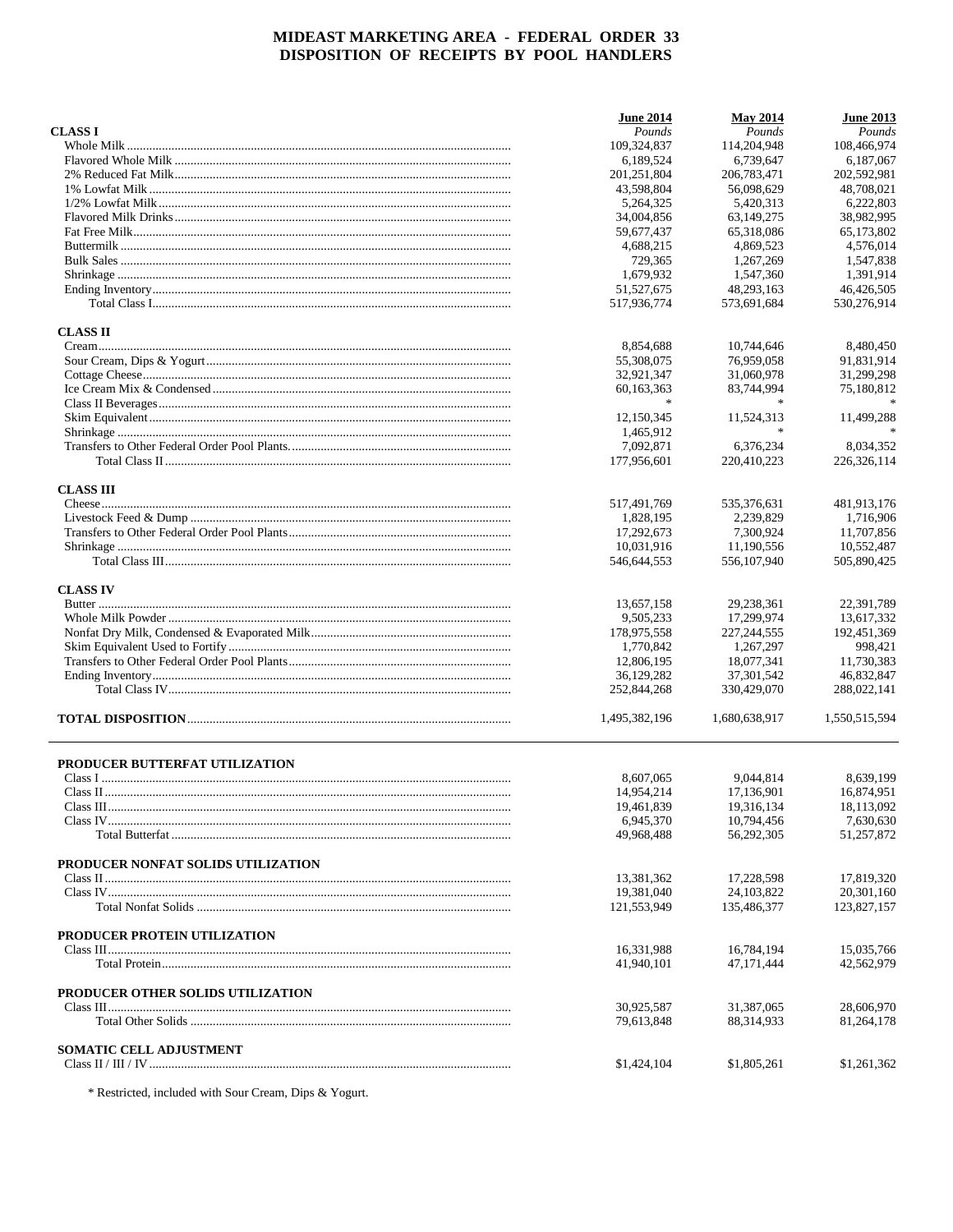# MIDEAST MARKETING AREA - FEDERAL ORDER 33
## DISPOSITION OF RECEIPTS BY POOL HANDLERS

| | June 2014 | May 2014 | June 2013 |
|---|---|---|---|
| | *Pounds* | *Pounds* | *Pounds* |
| **CLASS I** | | | |
| Whole Milk | 109,324,837 | 114,204,948 | 108,466,974 |
| Flavored Whole Milk | 6,189,524 | 6,739,647 | 6,187,067 |
| 2% Reduced Fat Milk | 201,251,804 | 206,783,471 | 202,592,981 |
| 1% Lowfat Milk | 43,598,804 | 56,098,629 | 48,708,021 |
| 1/2% Lowfat Milk | 5,264,325 | 5,420,313 | 6,222,803 |
| Flavored Milk Drinks | 34,004,856 | 63,149,275 | 38,982,995 |
| Fat Free Milk | 59,677,437 | 65,318,086 | 65,173,802 |
| Buttermilk | 4,688,215 | 4,869,523 | 4,576,014 |
| Bulk Sales | 729,365 | 1,267,269 | 1,547,838 |
| Shrinkage | 1,679,932 | 1,547,360 | 1,391,914 |
| Ending Inventory | 51,527,675 | 48,293,163 | 46,426,505 |
| Total Class I | 517,936,774 | 573,691,684 | 530,276,914 |
| **CLASS II** | | | |
| Cream | 8,854,688 | 10,744,646 | 8,480,450 |
| Sour Cream, Dips & Yogurt | 55,308,075 | 76,959,058 | 91,831,914 |
| Cottage Cheese | 32,921,347 | 31,060,978 | 31,299,298 |
| Ice Cream Mix & Condensed | 60,163,363 | 83,744,994 | 75,180,812 |
| Class II Beverages | * | * | * |
| Skim Equivalent | 12,150,345 | 11,524,313 | 11,499,288 |
| Shrinkage | 1,465,912 | * | * |
| Transfers to Other Federal Order Pool Plants | 7,092,871 | 6,376,234 | 8,034,352 |
| Total Class II | 177,956,601 | 220,410,223 | 226,326,114 |
| **CLASS III** | | | |
| Cheese | 517,491,769 | 535,376,631 | 481,913,176 |
| Livestock Feed & Dump | 1,828,195 | 2,239,829 | 1,716,906 |
| Transfers to Other Federal Order Pool Plants | 17,292,673 | 7,300,924 | 11,707,856 |
| Shrinkage | 10,031,916 | 11,190,556 | 10,552,487 |
| Total Class III | 546,644,553 | 556,107,940 | 505,890,425 |
| **CLASS IV** | | | |
| Butter | 13,657,158 | 29,238,361 | 22,391,789 |
| Whole Milk Powder | 9,505,233 | 17,299,974 | 13,617,332 |
| Nonfat Dry Milk, Condensed & Evaporated Milk | 178,975,558 | 227,244,555 | 192,451,369 |
| Skim Equivalent Used to Fortify | 1,770,842 | 1,267,297 | 998,421 |
| Transfers to Other Federal Order Pool Plants | 12,806,195 | 18,077,341 | 11,730,383 |
| Ending Inventory | 36,129,282 | 37,301,542 | 46,832,847 |
| Total Class IV | 252,844,268 | 330,429,070 | 288,022,141 |
| **TOTAL DISPOSITION** | 1,495,382,196 | 1,680,638,917 | 1,550,515,594 |
| **PRODUCER BUTTERFAT UTILIZATION** | | | |
| Class I | 8,607,065 | 9,044,814 | 8,639,199 |
| Class II | 14,954,214 | 17,136,901 | 16,874,951 |
| Class III | 19,461,839 | 19,316,134 | 18,113,092 |
| Class IV | 6,945,370 | 10,794,456 | 7,630,630 |
| Total Butterfat | 49,968,488 | 56,292,305 | 51,257,872 |
| **PRODUCER NONFAT SOLIDS UTILIZATION** | | | |
| Class II | 13,381,362 | 17,228,598 | 17,819,320 |
| Class IV | 19,381,040 | 24,103,822 | 20,301,160 |
| Total Nonfat Solids | 121,553,949 | 135,486,377 | 123,827,157 |
| **PRODUCER PROTEIN UTILIZATION** | | | |
| Class III | 16,331,988 | 16,784,194 | 15,035,766 |
| Total Protein | 41,940,101 | 47,171,444 | 42,562,979 |
| **PRODUCER OTHER SOLIDS UTILIZATION** | | | |
| Class III | 30,925,587 | 31,387,065 | 28,606,970 |
| Total Other Solids | 79,613,848 | 88,314,933 | 81,264,178 |
| **SOMATIC CELL ADJUSTMENT** | | | |
| Class II / III / IV | $1,424,104 | $1,805,261 | $1,261,362 |

* Restricted, included with Sour Cream, Dips & Yogurt.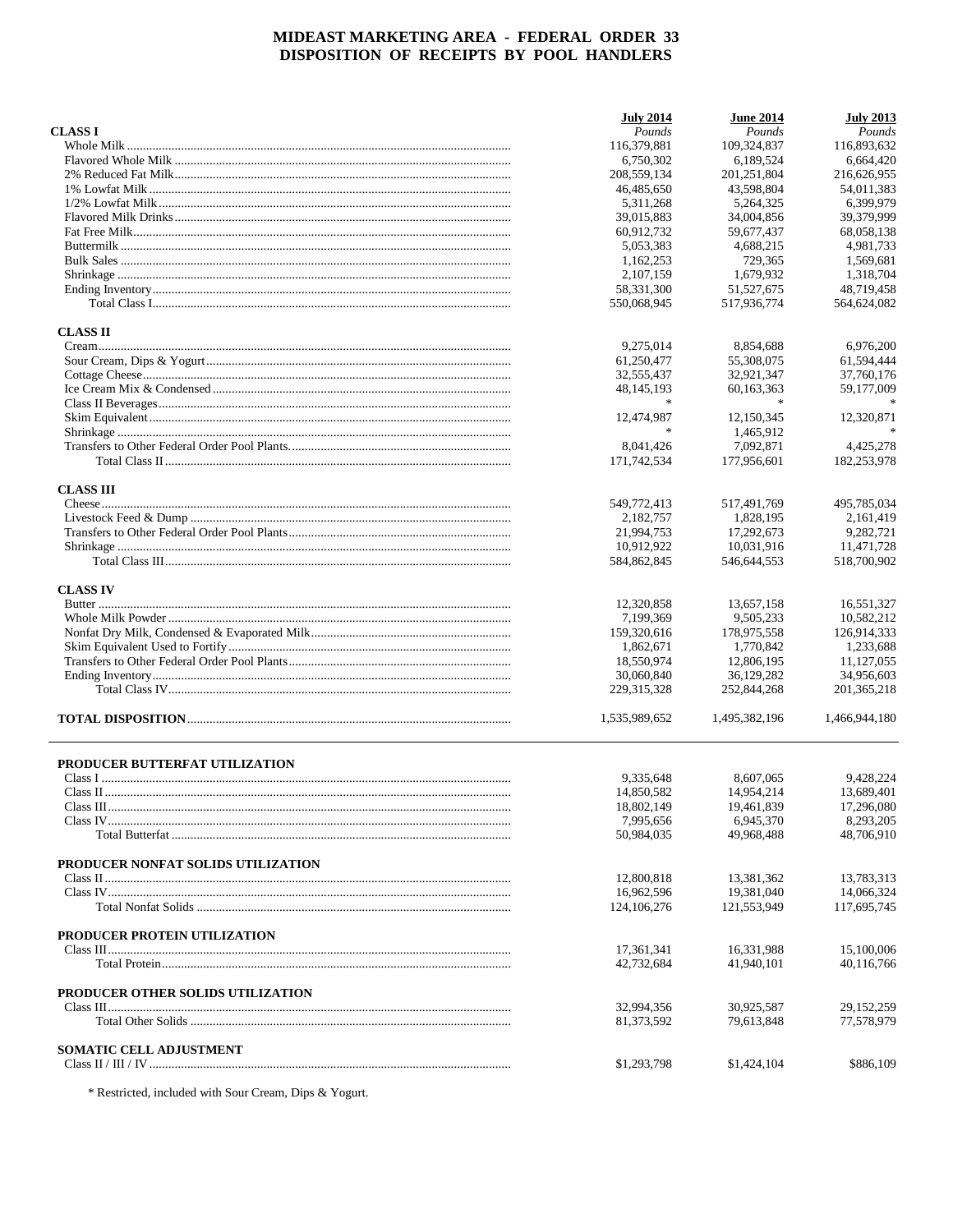# MIDEAST MARKETING AREA - FEDERAL ORDER 33
## DISPOSITION OF RECEIPTS BY POOL HANDLERS

| | July 2014 | June 2014 | July 2013 |
|---|---|---|---|
| **CLASS I** | *Pounds* | *Pounds* | *Pounds* |
| Whole Milk | 116,379,881 | 109,324,837 | 116,893,632 |
| Flavored Whole Milk | 6,750,302 | 6,189,524 | 6,664,420 |
| 2% Reduced Fat Milk | 208,559,134 | 201,251,804 | 216,626,955 |
| 1% Lowfat Milk | 46,485,650 | 43,598,804 | 54,011,383 |
| 1/2% Lowfat Milk | 5,311,268 | 5,264,325 | 6,399,979 |
| Flavored Milk Drinks | 39,015,883 | 34,004,856 | 39,379,999 |
| Fat Free Milk | 60,912,732 | 59,677,437 | 68,058,138 |
| Buttermilk | 5,053,383 | 4,688,215 | 4,981,733 |
| Bulk Sales | 1,162,253 | 729,365 | 1,569,681 |
| Shrinkage | 2,107,159 | 1,679,932 | 1,318,704 |
| Ending Inventory | 58,331,300 | 51,527,675 | 48,719,458 |
| Total Class I | 550,068,945 | 517,936,774 | 564,624,082 |
| **CLASS II** | | | |
| Cream | 9,275,014 | 8,854,688 | 6,976,200 |
| Sour Cream, Dips & Yogurt | 61,250,477 | 55,308,075 | 61,594,444 |
| Cottage Cheese | 32,555,437 | 32,921,347 | 37,760,176 |
| Ice Cream Mix & Condensed | 48,145,193 | 60,163,363 | 59,177,009 |
| Class II Beverages | * | * | * |
| Skim Equivalent | 12,474,987 | 12,150,345 | 12,320,871 |
| Shrinkage | * | 1,465,912 | * |
| Transfers to Other Federal Order Pool Plants | 8,041,426 | 7,092,871 | 4,425,278 |
| Total Class II | 171,742,534 | 177,956,601 | 182,253,978 |
| **CLASS III** | | | |
| Cheese | 549,772,413 | 517,491,769 | 495,785,034 |
| Livestock Feed & Dump | 2,182,757 | 1,828,195 | 2,161,419 |
| Transfers to Other Federal Order Pool Plants | 21,994,753 | 17,292,673 | 9,282,721 |
| Shrinkage | 10,912,922 | 10,031,916 | 11,471,728 |
| Total Class III | 584,862,845 | 546,644,553 | 518,700,902 |
| **CLASS IV** | | | |
| Butter | 12,320,858 | 13,657,158 | 16,551,327 |
| Whole Milk Powder | 7,199,369 | 9,505,233 | 10,582,212 |
| Nonfat Dry Milk, Condensed & Evaporated Milk | 159,320,616 | 178,975,558 | 126,914,333 |
| Skim Equivalent Used to Fortify | 1,862,671 | 1,770,842 | 1,233,688 |
| Transfers to Other Federal Order Pool Plants | 18,550,974 | 12,806,195 | 11,127,055 |
| Ending Inventory | 30,060,840 | 36,129,282 | 34,956,603 |
| Total Class IV | 229,315,328 | 252,844,268 | 201,365,218 |
| **TOTAL DISPOSITION** | 1,535,989,652 | 1,495,382,196 | 1,466,944,180 |

| | July 2014 | June 2014 | July 2013 |
|---|---|---|---|
| **PRODUCER BUTTERFAT UTILIZATION** | | | |
| Class I | 9,335,648 | 8,607,065 | 9,428,224 |
| Class II | 14,850,582 | 14,954,214 | 13,689,401 |
| Class III | 18,802,149 | 19,461,839 | 17,296,080 |
| Class IV | 7,995,656 | 6,945,370 | 8,293,205 |
| Total Butterfat | 50,984,035 | 49,968,488 | 48,706,910 |
| **PRODUCER NONFAT SOLIDS UTILIZATION** | | | |
| Class II | 12,800,818 | 13,381,362 | 13,783,313 |
| Class IV | 16,962,596 | 19,381,040 | 14,066,324 |
| Total Nonfat Solids | 124,106,276 | 121,553,949 | 117,695,745 |
| **PRODUCER PROTEIN UTILIZATION** | | | |
| Class III | 17,361,341 | 16,331,988 | 15,100,006 |
| Total Protein | 42,732,684 | 41,940,101 | 40,116,766 |
| **PRODUCER OTHER SOLIDS UTILIZATION** | | | |
| Class III | 32,994,356 | 30,925,587 | 29,152,259 |
| Total Other Solids | 81,373,592 | 79,613,848 | 77,578,979 |
| **SOMATIC CELL ADJUSTMENT** | | | |
| Class II / III / IV | $1,293,798 | $1,424,104 | $886,109 |

* Restricted, included with Sour Cream, Dips & Yogurt.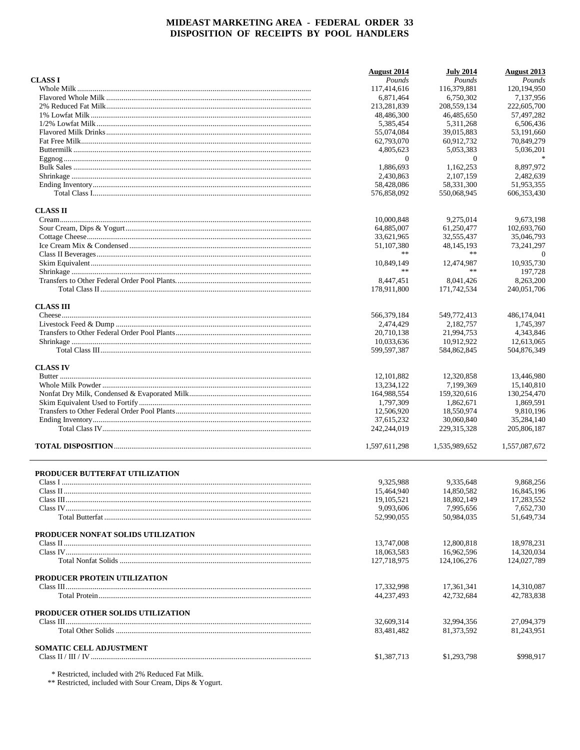# MIDEAST MARKETING AREA - FEDERAL ORDER 33
## DISPOSITION OF RECEIPTS BY POOL HANDLERS

| | August 2014 | July 2014 | August 2013 |
|---|---|---|---|
| **CLASS I** | *Pounds* | *Pounds* | *Pounds* |
| Whole Milk | 117,414,616 | 116,379,881 | 120,194,950 |
| Flavored Whole Milk | 6,871,464 | 6,750,302 | 7,137,956 |
| 2% Reduced Fat Milk | 213,281,839 | 208,559,134 | 222,605,700 |
| 1% Lowfat Milk | 48,486,300 | 46,485,650 | 57,497,282 |
| 1/2% Lowfat Milk | 5,385,454 | 5,311,268 | 6,506,436 |
| Flavored Milk Drinks | 55,074,084 | 39,015,883 | 53,191,660 |
| Fat Free Milk | 62,793,070 | 60,912,732 | 70,849,279 |
| Buttermilk | 4,805,623 | 5,053,383 | 5,036,201 |
| Eggnog | 0 | 0 | * |
| Bulk Sales | 1,886,693 | 1,162,253 | 8,897,972 |
| Shrinkage | 2,430,863 | 2,107,159 | 2,482,639 |
| Ending Inventory | 58,428,086 | 58,331,300 | 51,953,355 |
| Total Class I | 576,858,092 | 550,068,945 | 606,353,430 |
| **CLASS II** | | | |
| Cream | 10,000,848 | 9,275,014 | 9,673,198 |
| Sour Cream, Dips & Yogurt | 64,885,007 | 61,250,477 | 102,693,760 |
| Cottage Cheese | 33,621,965 | 32,555,437 | 35,046,793 |
| Ice Cream Mix & Condensed | 51,107,380 | 48,145,193 | 73,241,297 |
| Class II Beverages | ** | ** | 0 |
| Skim Equivalent | 10,849,149 | 12,474,987 | 10,935,730 |
| Shrinkage | ** | ** | 197,728 |
| Transfers to Other Federal Order Pool Plants | 8,447,451 | 8,041,426 | 8,263,200 |
| Total Class II | 178,911,800 | 171,742,534 | 240,051,706 |
| **CLASS III** | | | |
| Cheese | 566,379,184 | 549,772,413 | 486,174,041 |
| Livestock Feed & Dump | 2,474,429 | 2,182,757 | 1,745,397 |
| Transfers to Other Federal Order Pool Plants | 20,710,138 | 21,994,753 | 4,343,846 |
| Shrinkage | 10,033,636 | 10,912,922 | 12,613,065 |
| Total Class III | 599,597,387 | 584,862,845 | 504,876,349 |
| **CLASS IV** | | | |
| Butter | 12,101,882 | 12,320,858 | 13,446,980 |
| Whole Milk Powder | 13,234,122 | 7,199,369 | 15,140,810 |
| Nonfat Dry Milk, Condensed & Evaporated Milk | 164,988,554 | 159,320,616 | 130,254,470 |
| Skim Equivalent Used to Fortify | 1,797,309 | 1,862,671 | 1,869,591 |
| Transfers to Other Federal Order Pool Plants | 12,506,920 | 18,550,974 | 9,810,196 |
| Ending Inventory | 37,615,232 | 30,060,840 | 35,284,140 |
| Total Class IV | 242,244,019 | 229,315,328 | 205,806,187 |
| **TOTAL DISPOSITION** | 1,597,611,298 | 1,535,989,652 | 1,557,087,672 |

| | August 2014 | July 2014 | August 2013 |
|---|---|---|---|
| **PRODUCER BUTTERFAT UTILIZATION** | | | |
| Class I | 9,325,988 | 9,335,648 | 9,868,256 |
| Class II | 15,464,940 | 14,850,582 | 16,845,196 |
| Class III | 19,105,521 | 18,802,149 | 17,283,552 |
| Class IV | 9,093,606 | 7,995,656 | 7,652,730 |
| Total Butterfat | 52,990,055 | 50,984,035 | 51,649,734 |
| **PRODUCER NONFAT SOLIDS UTILIZATION** | | | |
| Class II | 13,747,008 | 12,800,818 | 18,978,231 |
| Class IV | 18,063,583 | 16,962,596 | 14,320,034 |
| Total Nonfat Solids | 127,718,975 | 124,106,276 | 124,027,789 |
| **PRODUCER PROTEIN UTILIZATION** | | | |
| Class III | 17,332,998 | 17,361,341 | 14,310,087 |
| Total Protein | 44,237,493 | 42,732,684 | 42,783,838 |
| **PRODUCER OTHER SOLIDS UTILIZATION** | | | |
| Class III | 32,609,314 | 32,994,356 | 27,094,379 |
| Total Other Solids | 83,481,482 | 81,373,592 | 81,243,951 |
| **SOMATIC CELL ADJUSTMENT** | | | |
| Class II / III / IV | $1,387,713 | $1,293,798 | $998,917 |

\* Restricted, included with 2% Reduced Fat Milk.
\** Restricted, included with Sour Cream, Dips & Yogurt.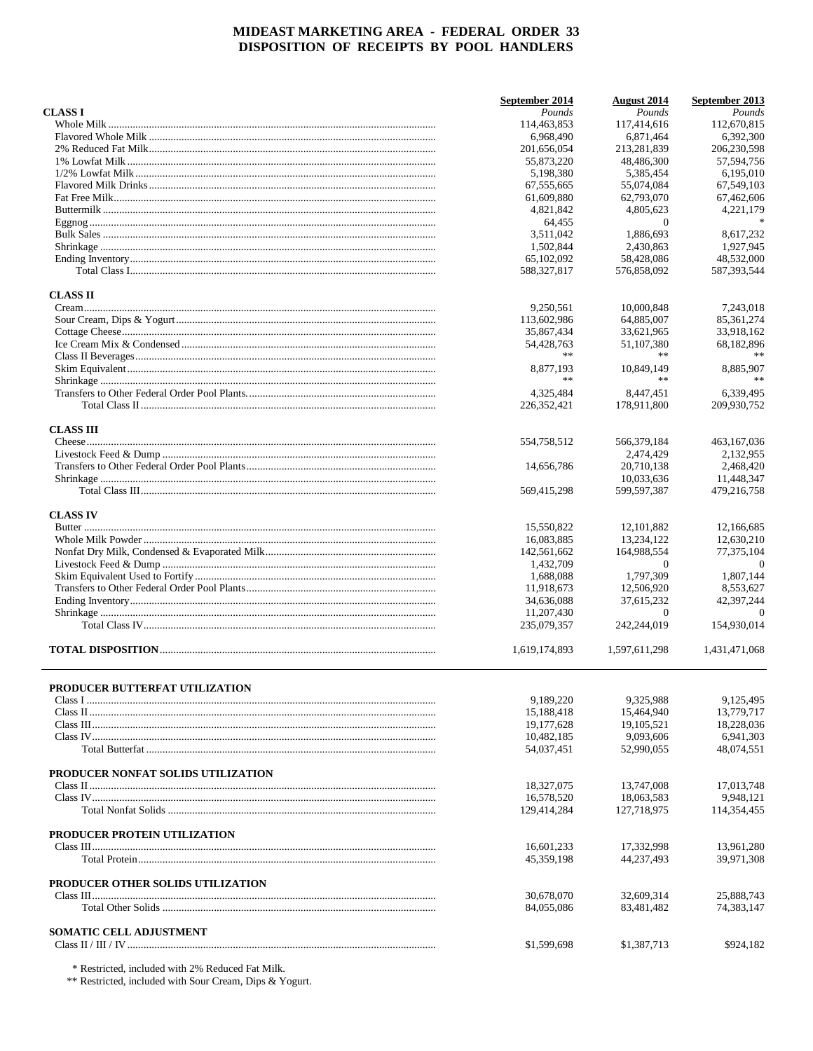# MIDEAST MARKETING AREA - FEDERAL ORDER 33
## DISPOSITION OF RECEIPTS BY POOL HANDLERS

| | September 2014 | August 2014 | September 2013 |
|---|---|---|---|
| | *Pounds* | *Pounds* | *Pounds* |
| **CLASS I** | | | |
| Whole Milk | 114,463,853 | 117,414,616 | 112,670,815 |
| Flavored Whole Milk | 6,968,490 | 6,871,464 | 6,392,300 |
| 2% Reduced Fat Milk | 201,656,054 | 213,281,839 | 206,230,598 |
| 1% Lowfat Milk | 55,873,220 | 48,486,300 | 57,594,756 |
| 1/2% Lowfat Milk | 5,198,380 | 5,385,454 | 6,195,010 |
| Flavored Milk Drinks | 67,555,665 | 55,074,084 | 67,549,103 |
| Fat Free Milk | 61,609,880 | 62,793,070 | 67,462,606 |
| Buttermilk | 4,821,842 | 4,805,623 | 4,221,179 |
| Eggnog | 64,455 | 0 | * |
| Bulk Sales | 3,511,042 | 1,886,693 | 8,617,232 |
| Shrinkage | 1,502,844 | 2,430,863 | 1,927,945 |
| Ending Inventory | 65,102,092 | 58,428,086 | 48,532,000 |
| Total Class I | 588,327,817 | 576,858,092 | 587,393,544 |
| **CLASS II** | | | |
| Cream | 9,250,561 | 10,000,848 | 7,243,018 |
| Sour Cream, Dips & Yogurt | 113,602,986 | 64,885,007 | 85,361,274 |
| Cottage Cheese | 35,867,434 | 33,621,965 | 33,918,162 |
| Ice Cream Mix & Condensed | 54,428,763 | 51,107,380 | 68,182,896 |
| Class II Beverages | ** | ** | ** |
| Skim Equivalent | 8,877,193 | 10,849,149 | 8,885,907 |
| Shrinkage | ** | ** | ** |
| Transfers to Other Federal Order Pool Plants | 4,325,484 | 8,447,451 | 6,339,495 |
| Total Class II | 226,352,421 | 178,911,800 | 209,930,752 |
| **CLASS III** | | | |
| Cheese | 554,758,512 | 566,379,184 | 463,167,036 |
| Livestock Feed & Dump | | 2,474,429 | 2,132,955 |
| Transfers to Other Federal Order Pool Plants | 14,656,786 | 20,710,138 | 2,468,420 |
| Shrinkage | | 10,033,636 | 11,448,347 |
| Total Class III | 569,415,298 | 599,597,387 | 479,216,758 |
| **CLASS IV** | | | |
| Butter | 15,550,822 | 12,101,882 | 12,166,685 |
| Whole Milk Powder | 16,083,885 | 13,234,122 | 12,630,210 |
| Nonfat Dry Milk, Condensed & Evaporated Milk | 142,561,662 | 164,988,554 | 77,375,104 |
| Livestock Feed & Dump | 1,432,709 | 0 | 0 |
| Skim Equivalent Used to Fortify | 1,688,088 | 1,797,309 | 1,807,144 |
| Transfers to Other Federal Order Pool Plants | 11,918,673 | 12,506,920 | 8,553,627 |
| Ending Inventory | 34,636,088 | 37,615,232 | 42,397,244 |
| Shrinkage | 11,207,430 | 0 | 0 |
| Total Class IV | 235,079,357 | 242,244,019 | 154,930,014 |
| **TOTAL DISPOSITION** | 1,619,174,893 | 1,597,611,298 | 1,431,471,068 |

| | September 2014 | August 2014 | September 2013 |
|---|---|---|---|
| **PRODUCER BUTTERFAT UTILIZATION** | | | |
| Class I | 9,189,220 | 9,325,988 | 9,125,495 |
| Class II | 15,188,418 | 15,464,940 | 13,779,717 |
| Class III | 19,177,628 | 19,105,521 | 18,228,036 |
| Class IV | 10,482,185 | 9,093,606 | 6,941,303 |
| Total Butterfat | 54,037,451 | 52,990,055 | 48,074,551 |
| **PRODUCER NONFAT SOLIDS UTILIZATION** | | | |
| Class II | 18,327,075 | 13,747,008 | 17,013,748 |
| Class IV | 16,578,520 | 18,063,583 | 9,948,121 |
| Total Nonfat Solids | 129,414,284 | 127,718,975 | 114,354,455 |
| **PRODUCER PROTEIN UTILIZATION** | | | |
| Class III | 16,601,233 | 17,332,998 | 13,961,280 |
| Total Protein | 45,359,198 | 44,237,493 | 39,971,308 |
| **PRODUCER OTHER SOLIDS UTILIZATION** | | | |
| Class III | 30,678,070 | 32,609,314 | 25,888,743 |
| Total Other Solids | 84,055,086 | 83,481,482 | 74,383,147 |
| **SOMATIC CELL ADJUSTMENT** | | | |
| Class II / III / IV | $1,599,698 | $1,387,713 | $924,182 |

\* Restricted, included with 2% Reduced Fat Milk.

\*\* Restricted, included with Sour Cream, Dips & Yogurt.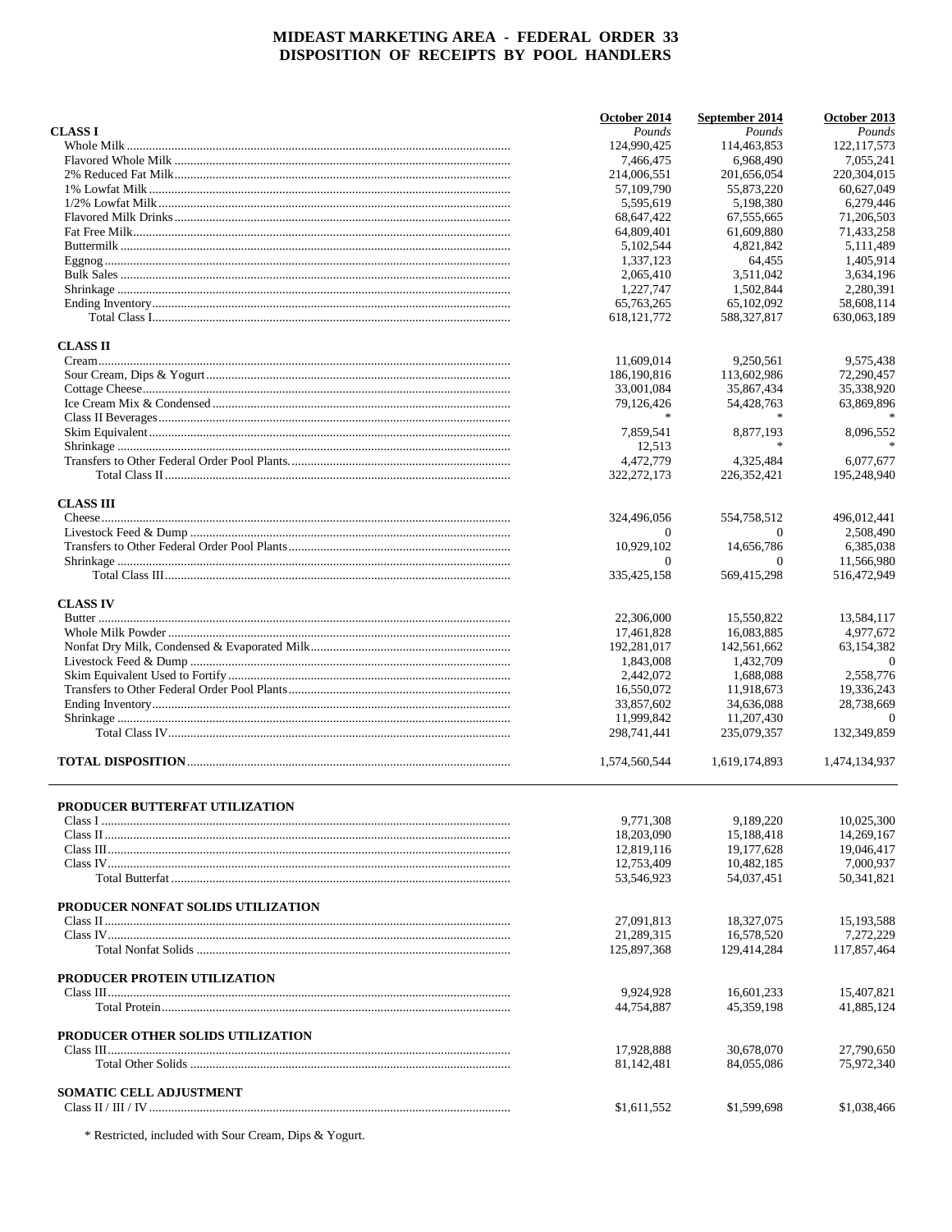# MIDEAST MARKETING AREA - FEDERAL ORDER 33
# DISPOSITION OF RECEIPTS BY POOL HANDLERS

| | October 2014 | September 2014 | October 2013 |
|---|---|---|---|
| **CLASS I** | *Pounds* | *Pounds* | *Pounds* |
| Whole Milk | 124,990,425 | 114,463,853 | 122,117,573 |
| Flavored Whole Milk | 7,466,475 | 6,968,490 | 7,055,241 |
| 2% Reduced Fat Milk | 214,006,551 | 201,656,054 | 220,304,015 |
| 1% Lowfat Milk | 57,109,790 | 55,873,220 | 60,627,049 |
| 1/2% Lowfat Milk | 5,595,619 | 5,198,380 | 6,279,446 |
| Flavored Milk Drinks | 68,647,422 | 67,555,665 | 71,206,503 |
| Fat Free Milk | 64,809,401 | 61,609,880 | 71,433,258 |
| Buttermilk | 5,102,544 | 4,821,842 | 5,111,489 |
| Eggnog | 1,337,123 | 64,455 | 1,405,914 |
| Bulk Sales | 2,065,410 | 3,511,042 | 3,634,196 |
| Shrinkage | 1,227,747 | 1,502,844 | 2,280,391 |
| Ending Inventory | 65,763,265 | 65,102,092 | 58,608,114 |
| Total Class I | 618,121,772 | 588,327,817 | 630,063,189 |
| **CLASS II** | | | |
| Cream | 11,609,014 | 9,250,561 | 9,575,438 |
| Sour Cream, Dips & Yogurt | 186,190,816 | 113,602,986 | 72,290,457 |
| Cottage Cheese | 33,001,084 | 35,867,434 | 35,338,920 |
| Ice Cream Mix & Condensed | 79,126,426 | 54,428,763 | 63,869,896 |
| Class II Beverages | * | * | * |
| Skim Equivalent | 7,859,541 | 8,877,193 | 8,096,552 |
| Shrinkage | 12,513 | * | * |
| Transfers to Other Federal Order Pool Plants | 4,472,779 | 4,325,484 | 6,077,677 |
| Total Class II | 322,272,173 | 226,352,421 | 195,248,940 |
| **CLASS III** | | | |
| Cheese | 324,496,056 | 554,758,512 | 496,012,441 |
| Livestock Feed & Dump | 0 | 0 | 2,508,490 |
| Transfers to Other Federal Order Pool Plants | 10,929,102 | 14,656,786 | 6,385,038 |
| Shrinkage | 0 | 0 | 11,566,980 |
| Total Class III | 335,425,158 | 569,415,298 | 516,472,949 |
| **CLASS IV** | | | |
| Butter | 22,306,000 | 15,550,822 | 13,584,117 |
| Whole Milk Powder | 17,461,828 | 16,083,885 | 4,977,672 |
| Nonfat Dry Milk, Condensed & Evaporated Milk | 192,281,017 | 142,561,662 | 63,154,382 |
| Livestock Feed & Dump | 1,843,008 | 1,432,709 | 0 |
| Skim Equivalent Used to Fortify | 2,442,072 | 1,688,088 | 2,558,776 |
| Transfers to Other Federal Order Pool Plants | 16,550,072 | 11,918,673 | 19,336,243 |
| Ending Inventory | 33,857,602 | 34,636,088 | 28,738,669 |
| Shrinkage | 11,999,842 | 11,207,430 | 0 |
| Total Class IV | 298,741,441 | 235,079,357 | 132,349,859 |
| **TOTAL DISPOSITION** | 1,574,560,544 | 1,619,174,893 | 1,474,134,937 |

| | October 2014 | September 2014 | October 2013 |
|---|---|---|---|
| **PRODUCER BUTTERFAT UTILIZATION** | | | |
| Class I | 9,771,308 | 9,189,220 | 10,025,300 |
| Class II | 18,203,090 | 15,188,418 | 14,269,167 |
| Class III | 12,819,116 | 19,177,628 | 19,046,417 |
| Class IV | 12,753,409 | 10,482,185 | 7,000,937 |
| Total Butterfat | 53,546,923 | 54,037,451 | 50,341,821 |
| **PRODUCER NONFAT SOLIDS UTILIZATION** | | | |
| Class II | 27,091,813 | 18,327,075 | 15,193,588 |
| Class IV | 21,289,315 | 16,578,520 | 7,272,229 |
| Total Nonfat Solids | 125,897,368 | 129,414,284 | 117,857,464 |
| **PRODUCER PROTEIN UTILIZATION** | | | |
| Class III | 9,924,928 | 16,601,233 | 15,407,821 |
| Total Protein | 44,754,887 | 45,359,198 | 41,885,124 |
| **PRODUCER OTHER SOLIDS UTILIZATION** | | | |
| Class III | 17,928,888 | 30,678,070 | 27,790,650 |
| Total Other Solids | 81,142,481 | 84,055,086 | 75,972,340 |
| **SOMATIC CELL ADJUSTMENT** | | | |
| Class II / III / IV | $1,611,552 | $1,599,698 | $1,038,466 |

\* Restricted, included with Sour Cream, Dips & Yogurt.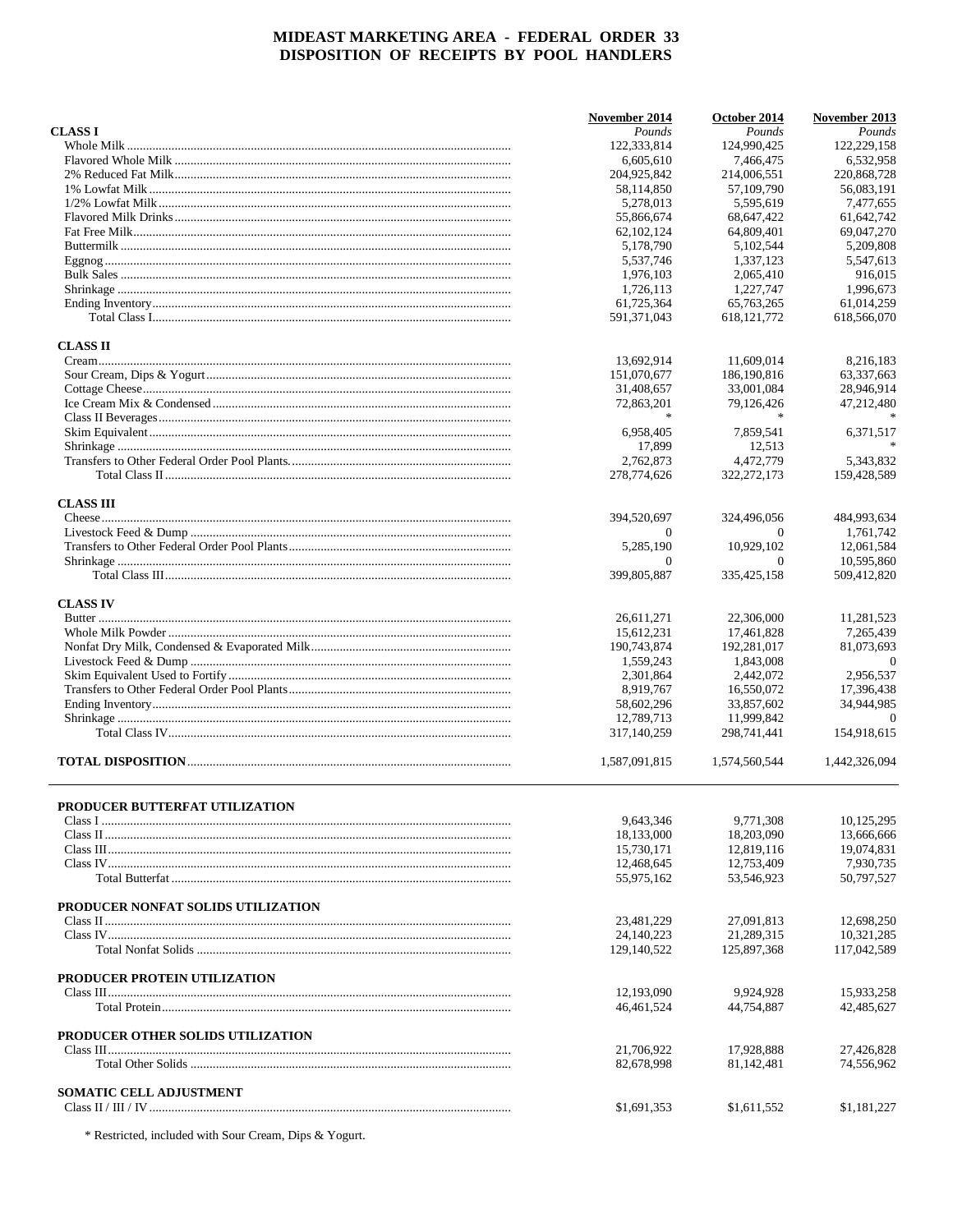# MIDEAST MARKETING AREA - FEDERAL ORDER 33
## DISPOSITION OF RECEIPTS BY POOL HANDLERS

| | November 2014 | October 2014 | November 2013 |
|---|---|---|---|
| **CLASS I** | *Pounds* | *Pounds* | *Pounds* |
| Whole Milk | 122,333,814 | 124,990,425 | 122,229,158 |
| Flavored Whole Milk | 6,605,610 | 7,466,475 | 6,532,958 |
| 2% Reduced Fat Milk | 204,925,842 | 214,006,551 | 220,868,728 |
| 1% Lowfat Milk | 58,114,850 | 57,109,790 | 56,083,191 |
| 1/2% Lowfat Milk | 5,278,013 | 5,595,619 | 7,477,655 |
| Flavored Milk Drinks | 55,866,674 | 68,647,422 | 61,642,742 |
| Fat Free Milk | 62,102,124 | 64,809,401 | 69,047,270 |
| Buttermilk | 5,178,790 | 5,102,544 | 5,209,808 |
| Eggnog | 5,537,746 | 1,337,123 | 5,547,613 |
| Bulk Sales | 1,976,103 | 2,065,410 | 916,015 |
| Shrinkage | 1,726,113 | 1,227,747 | 1,996,673 |
| Ending Inventory | 61,725,364 | 65,763,265 | 61,014,259 |
| Total Class I | 591,371,043 | 618,121,772 | 618,566,070 |
| **CLASS II** | | | |
| Cream | 13,692,914 | 11,609,014 | 8,216,183 |
| Sour Cream, Dips & Yogurt | 151,070,677 | 186,190,816 | 63,337,663 |
| Cottage Cheese | 31,408,657 | 33,001,084 | 28,946,914 |
| Ice Cream Mix & Condensed | 72,863,201 | 79,126,426 | 47,212,480 |
| Class II Beverages | * | * | * |
| Skim Equivalent | 6,958,405 | 7,859,541 | 6,371,517 |
| Shrinkage | 17,899 | 12,513 | * |
| Transfers to Other Federal Order Pool Plants | 2,762,873 | 4,472,779 | 5,343,832 |
| Total Class II | 278,774,626 | 322,272,173 | 159,428,589 |
| **CLASS III** | | | |
| Cheese | 394,520,697 | 324,496,056 | 484,993,634 |
| Livestock Feed & Dump | 0 | 0 | 1,761,742 |
| Transfers to Other Federal Order Pool Plants | 5,285,190 | 10,929,102 | 12,061,584 |
| Shrinkage | 0 | 0 | 10,595,860 |
| Total Class III | 399,805,887 | 335,425,158 | 509,412,820 |
| **CLASS IV** | | | |
| Butter | 26,611,271 | 22,306,000 | 11,281,523 |
| Whole Milk Powder | 15,612,231 | 17,461,828 | 7,265,439 |
| Nonfat Dry Milk, Condensed & Evaporated Milk | 190,743,874 | 192,281,017 | 81,073,693 |
| Livestock Feed & Dump | 1,559,243 | 1,843,008 | 0 |
| Skim Equivalent Used to Fortify | 2,301,864 | 2,442,072 | 2,956,537 |
| Transfers to Other Federal Order Pool Plants | 8,919,767 | 16,550,072 | 17,396,438 |
| Ending Inventory | 58,602,296 | 33,857,602 | 34,944,985 |
| Shrinkage | 12,789,713 | 11,999,842 | 0 |
| Total Class IV | 317,140,259 | 298,741,441 | 154,918,615 |
| **TOTAL DISPOSITION** | 1,587,091,815 | 1,574,560,544 | 1,442,326,094 |

| | November 2014 | October 2014 | November 2013 |
|---|---|---|---|
| **PRODUCER BUTTERFAT UTILIZATION** | | | |
| Class I | 9,643,346 | 9,771,308 | 10,125,295 |
| Class II | 18,133,000 | 18,203,090 | 13,666,666 |
| Class III | 15,730,171 | 12,819,116 | 19,074,831 |
| Class IV | 12,468,645 | 12,753,409 | 7,930,735 |
| Total Butterfat | 55,975,162 | 53,546,923 | 50,797,527 |
| **PRODUCER NONFAT SOLIDS UTILIZATION** | | | |
| Class II | 23,481,229 | 27,091,813 | 12,698,250 |
| Class IV | 24,140,223 | 21,289,315 | 10,321,285 |
| Total Nonfat Solids | 129,140,522 | 125,897,368 | 117,042,589 |
| **PRODUCER PROTEIN UTILIZATION** | | | |
| Class III | 12,193,090 | 9,924,928 | 15,933,258 |
| Total Protein | 46,461,524 | 44,754,887 | 42,485,627 |
| **PRODUCER OTHER SOLIDS UTILIZATION** | | | |
| Class III | 21,706,922 | 17,928,888 | 27,426,828 |
| Total Other Solids | 82,678,998 | 81,142,481 | 74,556,962 |
| **SOMATIC CELL ADJUSTMENT** | | | |
| Class II / III / IV | $1,691,353 | $1,611,552 | $1,181,227 |

\* Restricted, included with Sour Cream, Dips & Yogurt.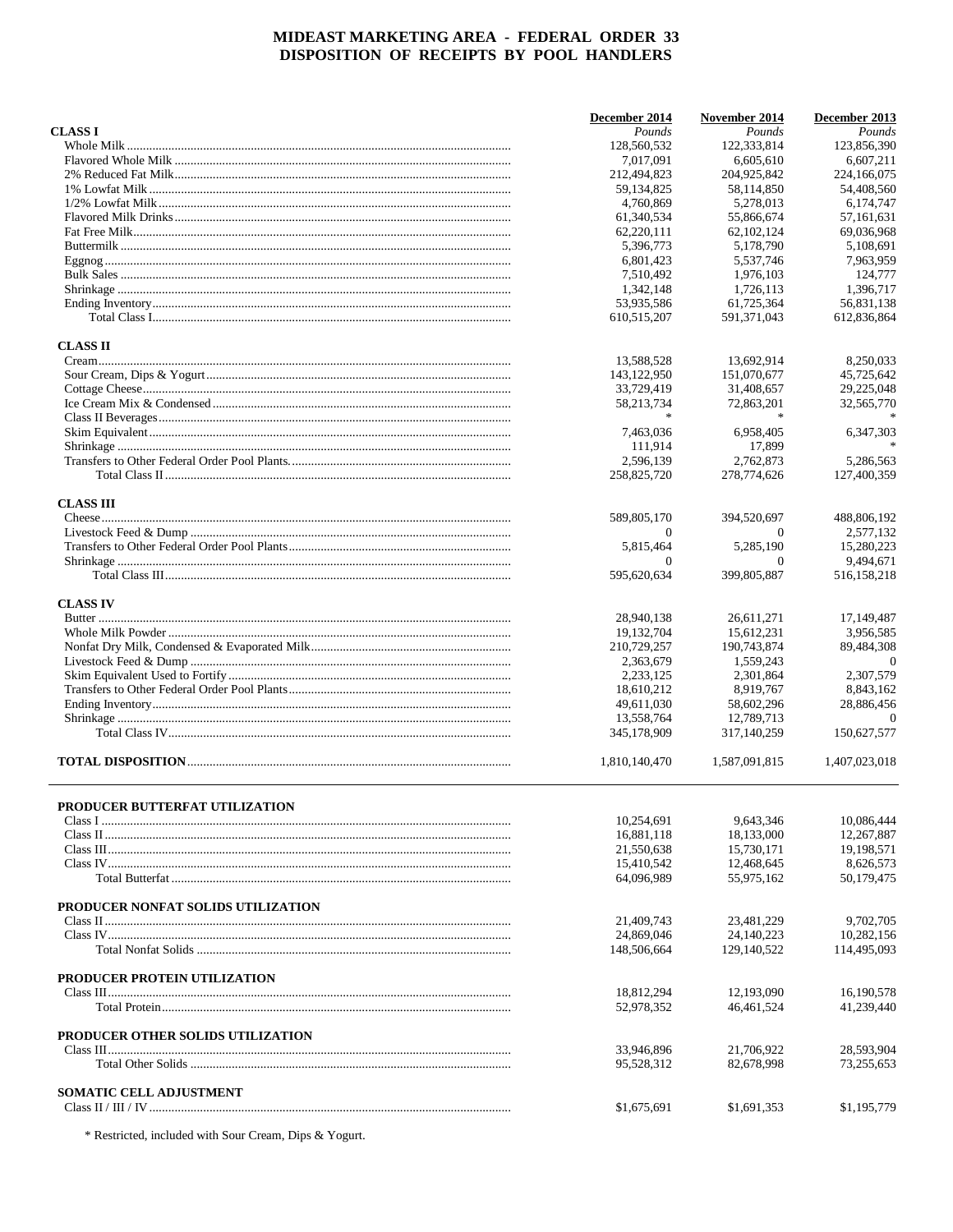# MIDEAST MARKETING AREA - FEDERAL ORDER 33
# DISPOSITION OF RECEIPTS BY POOL HANDLERS

| | December 2014 | November 2014 | December 2013 |
|---|---|---|---|
| **CLASS I** | *Pounds* | *Pounds* | *Pounds* |
| Whole Milk | 128,560,532 | 122,333,814 | 123,856,390 |
| Flavored Whole Milk | 7,017,091 | 6,605,610 | 6,607,211 |
| 2% Reduced Fat Milk | 212,494,823 | 204,925,842 | 224,166,075 |
| 1% Lowfat Milk | 59,134,825 | 58,114,850 | 54,408,560 |
| 1/2% Lowfat Milk | 4,760,869 | 5,278,013 | 6,174,747 |
| Flavored Milk Drinks | 61,340,534 | 55,866,674 | 57,161,631 |
| Fat Free Milk | 62,220,111 | 62,102,124 | 69,036,968 |
| Buttermilk | 5,396,773 | 5,178,790 | 5,108,691 |
| Eggnog | 6,801,423 | 5,537,746 | 7,963,959 |
| Bulk Sales | 7,510,492 | 1,976,103 | 124,777 |
| Shrinkage | 1,342,148 | 1,726,113 | 1,396,717 |
| Ending Inventory | 53,935,586 | 61,725,364 | 56,831,138 |
| Total Class I | 610,515,207 | 591,371,043 | 612,836,864 |
| **CLASS II** | | | |
| Cream | 13,588,528 | 13,692,914 | 8,250,033 |
| Sour Cream, Dips & Yogurt | 143,122,950 | 151,070,677 | 45,725,642 |
| Cottage Cheese | 33,729,419 | 31,408,657 | 29,225,048 |
| Ice Cream Mix & Condensed | 58,213,734 | 72,863,201 | 32,565,770 |
| Class II Beverages | * | * | * |
| Skim Equivalent | 7,463,036 | 6,958,405 | 6,347,303 |
| Shrinkage | 111,914 | 17,899 | * |
| Transfers to Other Federal Order Pool Plants | 2,596,139 | 2,762,873 | 5,286,563 |
| Total Class II | 258,825,720 | 278,774,626 | 127,400,359 |
| **CLASS III** | | | |
| Cheese | 589,805,170 | 394,520,697 | 488,806,192 |
| Livestock Feed & Dump | 0 | 0 | 2,577,132 |
| Transfers to Other Federal Order Pool Plants | 5,815,464 | 5,285,190 | 15,280,223 |
| Shrinkage | 0 | 0 | 9,494,671 |
| Total Class III | 595,620,634 | 399,805,887 | 516,158,218 |
| **CLASS IV** | | | |
| Butter | 28,940,138 | 26,611,271 | 17,149,487 |
| Whole Milk Powder | 19,132,704 | 15,612,231 | 3,956,585 |
| Nonfat Dry Milk, Condensed & Evaporated Milk | 210,729,257 | 190,743,874 | 89,484,308 |
| Livestock Feed & Dump | 2,363,679 | 1,559,243 | 0 |
| Skim Equivalent Used to Fortify | 2,233,125 | 2,301,864 | 2,307,579 |
| Transfers to Other Federal Order Pool Plants | 18,610,212 | 8,919,767 | 8,843,162 |
| Ending Inventory | 49,611,030 | 58,602,296 | 28,886,456 |
| Shrinkage | 13,558,764 | 12,789,713 | 0 |
| Total Class IV | 345,178,909 | 317,140,259 | 150,627,577 |
| **TOTAL DISPOSITION** | 1,810,140,470 | 1,587,091,815 | 1,407,023,018 |

| | December 2014 | November 2014 | December 2013 |
|---|---|---|---|
| **PRODUCER BUTTERFAT UTILIZATION** | | | |
| Class I | 10,254,691 | 9,643,346 | 10,086,444 |
| Class II | 16,881,118 | 18,133,000 | 12,267,887 |
| Class III | 21,550,638 | 15,730,171 | 19,198,571 |
| Class IV | 15,410,542 | 12,468,645 | 8,626,573 |
| Total Butterfat | 64,096,989 | 55,975,162 | 50,179,475 |
| **PRODUCER NONFAT SOLIDS UTILIZATION** | | | |
| Class II | 21,409,743 | 23,481,229 | 9,702,705 |
| Class IV | 24,869,046 | 24,140,223 | 10,282,156 |
| Total Nonfat Solids | 148,506,664 | 129,140,522 | 114,495,093 |
| **PRODUCER PROTEIN UTILIZATION** | | | |
| Class III | 18,812,294 | 12,193,090 | 16,190,578 |
| Total Protein | 52,978,352 | 46,461,524 | 41,239,440 |
| **PRODUCER OTHER SOLIDS UTILIZATION** | | | |
| Class III | 33,946,896 | 21,706,922 | 28,593,904 |
| Total Other Solids | 95,528,312 | 82,678,998 | 73,255,653 |
| **SOMATIC CELL ADJUSTMENT** | | | |
| Class II / III / IV | $1,675,691 | $1,691,353 | $1,195,779 |

* Restricted, included with Sour Cream, Dips & Yogurt.